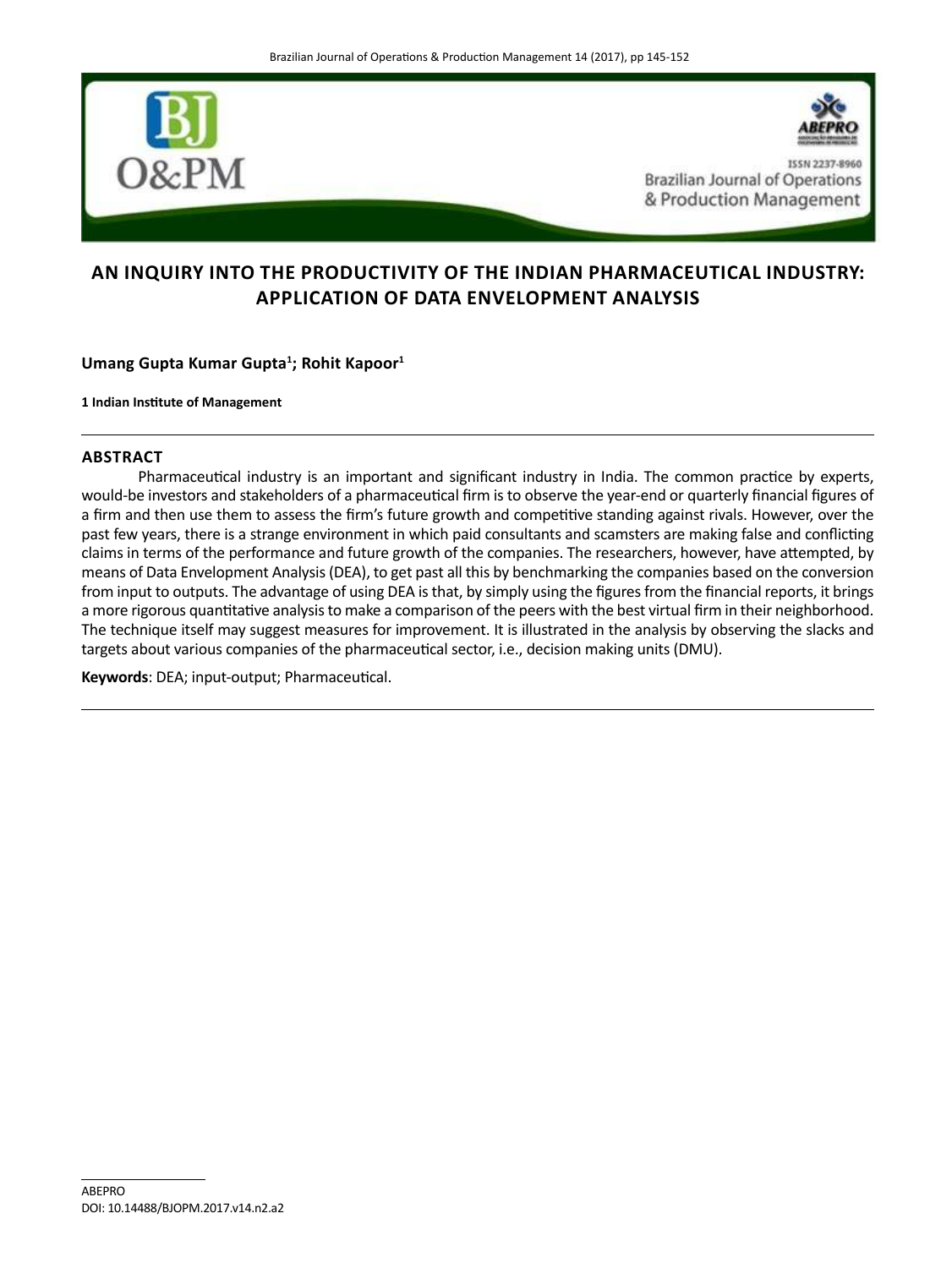# AN INQUIRY INTO THE PRODUCTIVITY OF THE INDIAN PHARMACEUTICAL INDUSTRY: APPLICATION OF DATA ENVELOPMENT ANALYSIS

**Umang Gupta Kumar Gupta[1]; Rohit Kapoor[1]**

**1 Indian Institute of Management**

## ABSTRACT

Pharmaceutical industry is an important and significant industry in India. The common practice by experts, would-be investors and stakeholders of a pharmaceutical firm is to observe the year-end or quarterly financial figures of a firm and then use them to assess the firm's future growth and competitive standing against rivals. However, over the past few years, there is a strange environment in which paid consultants and scamsters are making false and conflicting claims in terms of the performance and future growth of the companies. The researchers, however, have attempted, by means of Data Envelopment Analysis (DEA), to get past all this by benchmarking the companies based on the conversion from input to outputs. The advantage of using DEA is that, by simply using the figures from the financial reports, it brings a more rigorous quantitative analysis to make a comparison of the peers with the best virtual firm in their neighborhood. The technique itself may suggest measures for improvement. It is illustrated in the analysis by observing the slacks and targets about various companies of the pharmaceutical sector, i.e., decision making units (DMU).

**Keywords**: DEA; input-output; Pharmaceutical.

ABEPRO
DOI: 10.14488/BJOPM.2017.v14.n2.a2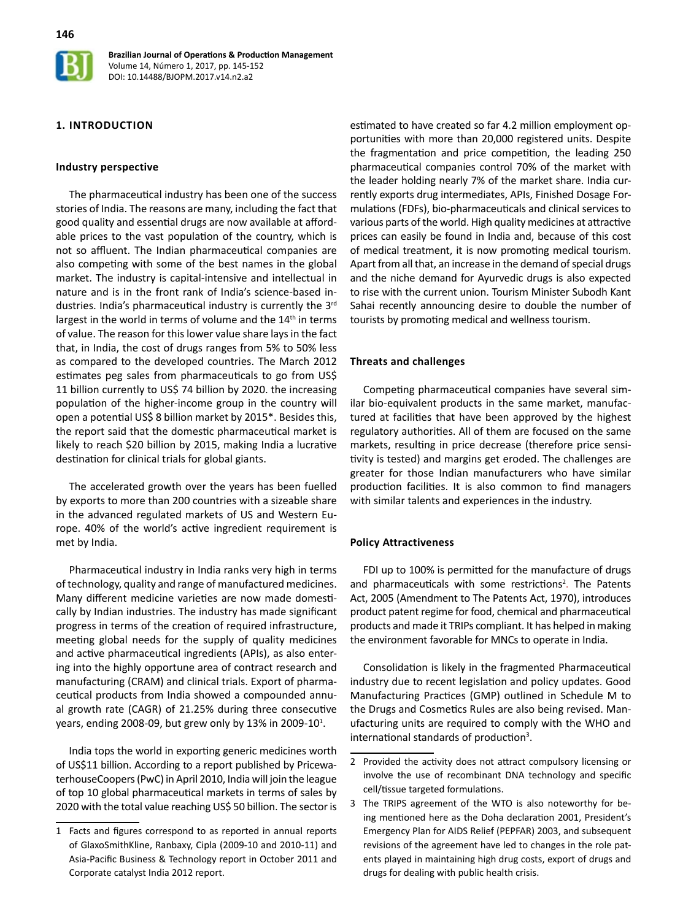## 1. INTRODUCTION

### Industry perspective

The pharmaceutical industry has been one of the success stories of India. The reasons are many, including the fact that good quality and essential drugs are now available at affordable prices to the vast population of the country, which is not so affluent. The Indian pharmaceutical companies are also competing with some of the best names in the global market. The industry is capital-intensive and intellectual in nature and is in the front rank of India's science-based industries. India's pharmaceutical industry is currently the 3rd largest in the world in terms of volume and the 14th in terms of value. The reason for this lower value share lays in the fact that, in India, the cost of drugs ranges from 5% to 50% less as compared to the developed countries. The March 2012 estimates peg sales from pharmaceuticals to go from US$ 11 billion currently to US$ 74 billion by 2020. the increasing population of the higher-income group in the country will open a potential US$ 8 billion market by 2015*. Besides this, the report said that the domestic pharmaceutical market is likely to reach $20 billion by 2015, making India a lucrative destination for clinical trials for global giants.

The accelerated growth over the years has been fuelled by exports to more than 200 countries with a sizeable share in the advanced regulated markets of US and Western Europe. 40% of the world's active ingredient requirement is met by India.

Pharmaceutical industry in India ranks very high in terms of technology, quality and range of manufactured medicines. Many different medicine varieties are now made domestically by Indian industries. The industry has made significant progress in terms of the creation of required infrastructure, meeting global needs for the supply of quality medicines and active pharmaceutical ingredients (APIs), as also entering into the highly opportune area of contract research and manufacturing (CRAM) and clinical trials. Export of pharmaceutical products from India showed a compounded annual growth rate (CAGR) of 21.25% during three consecutive years, ending 2008-09, but grew only by 13% in 2009-10[1].

India tops the world in exporting generic medicines worth of US$11 billion. According to a report published by PricewaterhouseCoopers (PwC) in April 2010, India will join the league of top 10 global pharmaceutical markets in terms of sales by 2020 with the total value reaching US$ 50 billion. The sector is estimated to have created so far 4.2 million employment opportunities with more than 20,000 registered units. Despite the fragmentation and price competition, the leading 250 pharmaceutical companies control 70% of the market with the leader holding nearly 7% of the market share. India currently exports drug intermediates, APIs, Finished Dosage Formulations (FDFs), bio-pharmaceuticals and clinical services to various parts of the world. High quality medicines at attractive prices can easily be found in India and, because of this cost of medical treatment, it is now promoting medical tourism. Apart from all that, an increase in the demand of special drugs and the niche demand for Ayurvedic drugs is also expected to rise with the current union. Tourism Minister Subodh Kant Sahai recently announcing desire to double the number of tourists by promoting medical and wellness tourism.

### Threats and challenges

Competing pharmaceutical companies have several similar bio-equivalent products in the same market, manufactured at facilities that have been approved by the highest regulatory authorities. All of them are focused on the same markets, resulting in price decrease (therefore price sensitivity is tested) and margins get eroded. The challenges are greater for those Indian manufacturers who have similar production facilities. It is also common to find managers with similar talents and experiences in the industry.

### Policy Attractiveness

FDI up to 100% is permitted for the manufacture of drugs and pharmaceuticals with some restrictions[2]. The Patents Act, 2005 (Amendment to The Patents Act, 1970), introduces product patent regime for food, chemical and pharmaceutical products and made it TRIPs compliant. It has helped in making the environment favorable for MNCs to operate in India.

Consolidation is likely in the fragmented Pharmaceutical industry due to recent legislation and policy updates. Good Manufacturing Practices (GMP) outlined in Schedule M to the Drugs and Cosmetics Rules are also being revised. Manufacturing units are required to comply with the WHO and international standards of production[3].

---

1 Facts and figures correspond to as reported in annual reports of GlaxoSmithKline, Ranbaxy, Cipla (2009-10 and 2010-11) and Asia-Pacific Business & Technology report in October 2011 and Corporate catalyst India 2012 report.

2 Provided the activity does not attract compulsory licensing or involve the use of recombinant DNA technology and specific cell/tissue targeted formulations.

3 The TRIPS agreement of the WTO is also noteworthy for being mentioned here as the Doha declaration 2001, President's Emergency Plan for AIDS Relief (PEPFAR) 2003, and subsequent revisions of the agreement have led to changes in the role patents played in maintaining high drug costs, export of drugs and drugs for dealing with public health crisis.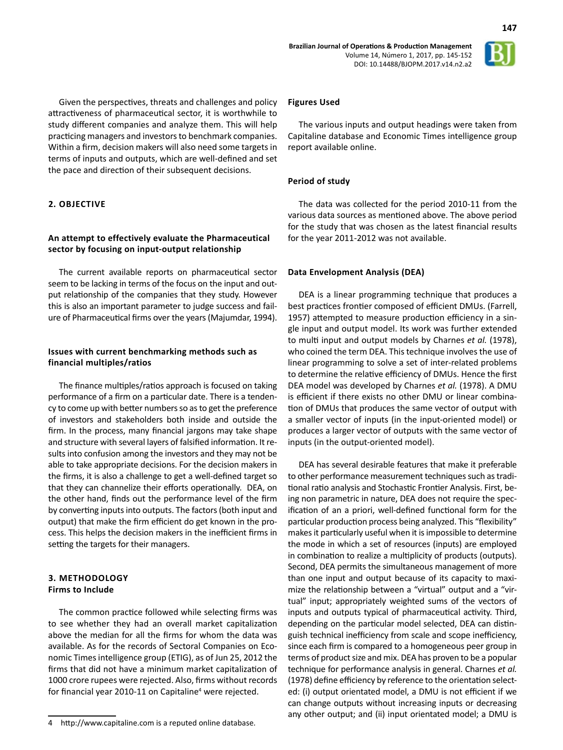Given the perspectives, threats and challenges and policy attractiveness of pharmaceutical sector, it is worthwhile to study different companies and analyze them. This will help practicing managers and investors to benchmark companies. Within a firm, decision makers will also need some targets in terms of inputs and outputs, which are well-defined and set the pace and direction of their subsequent decisions.

## 2. OBJECTIVE

### An attempt to effectively evaluate the Pharmaceutical sector by focusing on input-output relationship

The current available reports on pharmaceutical sector seem to be lacking in terms of the focus on the input and output relationship of the companies that they study. However this is also an important parameter to judge success and failure of Pharmaceutical firms over the years (Majumdar, 1994).

### Issues with current benchmarking methods such as financial multiples/ratios

The finance multiples/ratios approach is focused on taking performance of a firm on a particular date. There is a tendency to come up with better numbers so as to get the preference of investors and stakeholders both inside and outside the firm. In the process, many financial jargons may take shape and structure with several layers of falsified information. It results into confusion among the investors and they may not be able to take appropriate decisions. For the decision makers in the firms, it is also a challenge to get a well-defined target so that they can channelize their efforts operationally. DEA, on the other hand, finds out the performance level of the firm by converting inputs into outputs. The factors (both input and output) that make the firm efficient do get known in the process. This helps the decision makers in the inefficient firms in setting the targets for their managers.

## 3. METHODOLOGY

### Firms to Include

The common practice followed while selecting firms was to see whether they had an overall market capitalization above the median for all the firms for whom the data was available. As for the records of Sectoral Companies on Economic Times intelligence group (ETIG), as of Jun 25, 2012 the firms that did not have a minimum market capitalization of 1000 crore rupees were rejected. Also, firms without records for financial year 2010-11 on Capitaline[4] were rejected.

[4] http://www.capitaline.com is a reputed online database.

### Figures Used

The various inputs and output headings were taken from Capitaline database and Economic Times intelligence group report available online.

### Period of study

The data was collected for the period 2010-11 from the various data sources as mentioned above. The above period for the study that was chosen as the latest financial results for the year 2011-2012 was not available.

### Data Envelopment Analysis (DEA)

DEA is a linear programming technique that produces a best practices frontier composed of efficient DMUs. (Farrell, 1957) attempted to measure production efficiency in a single input and output model. Its work was further extended to multi input and output models by Charnes *et al.* (1978), who coined the term DEA. This technique involves the use of linear programming to solve a set of inter-related problems to determine the relative efficiency of DMUs. Hence the first DEA model was developed by Charnes *et al.* (1978). A DMU is efficient if there exists no other DMU or linear combination of DMUs that produces the same vector of output with a smaller vector of inputs (in the input-oriented model) or produces a larger vector of outputs with the same vector of inputs (in the output-oriented model).

DEA has several desirable features that make it preferable to other performance measurement techniques such as traditional ratio analysis and Stochastic Frontier Analysis. First, being non parametric in nature, DEA does not require the specification of an a priori, well-defined functional form for the particular production process being analyzed. This "flexibility" makes it particularly useful when it is impossible to determine the mode in which a set of resources (inputs) are employed in combination to realize a multiplicity of products (outputs). Second, DEA permits the simultaneous management of more than one input and output because of its capacity to maximize the relationship between a "virtual" output and a "virtual" input; appropriately weighted sums of the vectors of inputs and outputs typical of pharmaceutical activity. Third, depending on the particular model selected, DEA can distinguish technical inefficiency from scale and scope inefficiency, since each firm is compared to a homogeneous peer group in terms of product size and mix. DEA has proven to be a popular technique for performance analysis in general. Charnes *et al.* (1978) define efficiency by reference to the orientation selected: (i) output orientated model, a DMU is not efficient if we can change outputs without increasing inputs or decreasing any other output; and (ii) input orientated model; a DMU is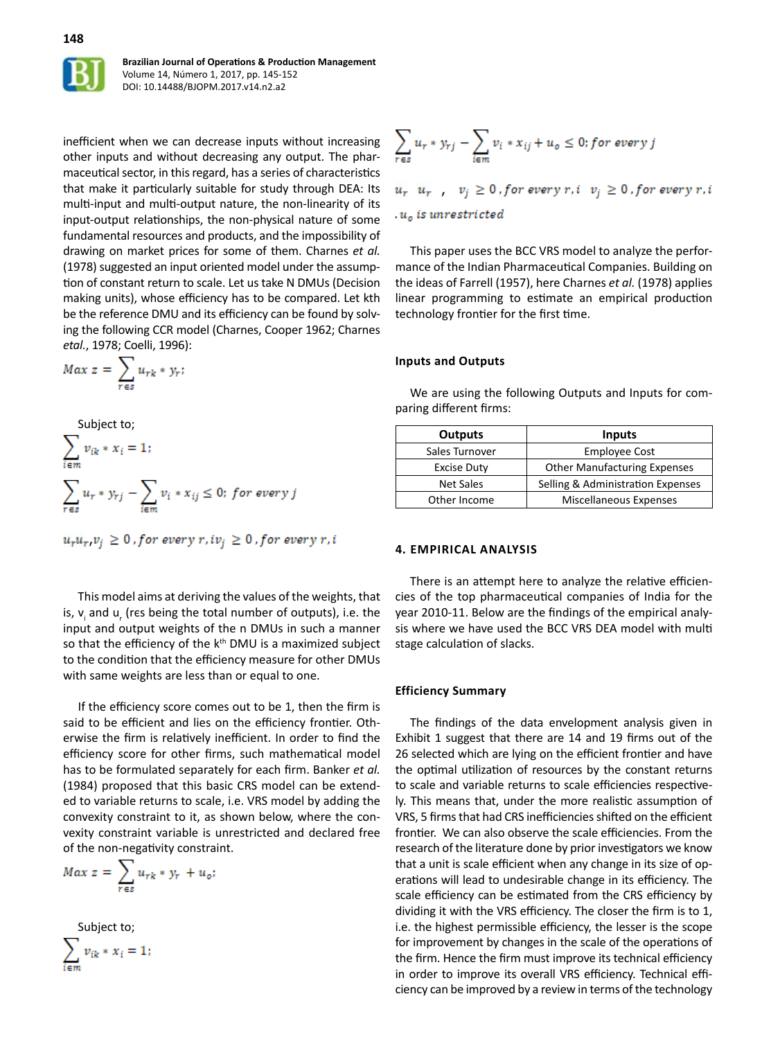inefficient when we can decrease inputs without increasing other inputs and without decreasing any output. The pharmaceutical sector, in this regard, has a series of characteristics that make it particularly suitable for study through DEA: Its multi-input and multi-output nature, the non-linearity of its input-output relationships, the non-physical nature of some fundamental resources and products, and the impossibility of drawing on market prices for some of them. Charnes *et al.* (1978) suggested an input oriented model under the assumption of constant return to scale. Let us take N DMUs (Decision making units), whose efficiency has to be compared. Let kth be the reference DMU and its efficiency can be found by solving the following CCR model (Charnes, Cooper 1962; Charnes *etal.*, 1978; Coelli, 1996):

$$Max\ z = \sum_{r\epsilon s} u_{rk} * y_r;$$

Subject to;

$$\sum_{i\epsilon m} v_{ik} * x_i = 1;$$

$$\sum_{r\epsilon s} u_r * y_{rj} - \sum_{i\epsilon m} v_i * x_{ij} \leq 0;\ for\ every\ j$$

$$u_r u_r, v_j \geq 0,\ for\ every\ r, i v_j \geq 0,\ for\ every\ r, i$$

This model aims at deriving the values of the weights, that is, $v_i$ and $u_r$ ($r\epsilon s$ being the total number of outputs), i.e. the input and output weights of the n DMUs in such a manner so that the efficiency of the $k^{th}$ DMU is a maximized subject to the condition that the efficiency measure for other DMUs with same weights are less than or equal to one.

If the efficiency score comes out to be 1, then the firm is said to be efficient and lies on the efficiency frontier. Otherwise the firm is relatively inefficient. In order to find the efficiency score for other firms, such mathematical model has to be formulated separately for each firm. Banker *et al.* (1984) proposed that this basic CRS model can be extended to variable returns to scale, i.e. VRS model by adding the convexity constraint to it, as shown below, where the convexity constraint variable is unrestricted and declared free of the non-negativity constraint.

$$Max\ z = \sum_{r\epsilon s} u_{rk} * y_r + u_o;$$

Subject to;

$$\sum_{i\epsilon m} v_{ik} * x_i = 1;$$

$$\sum_{r\epsilon s} u_r * y_{rj} - \sum_{i\epsilon m} v_i * x_{ij} + u_o \leq 0;\ for\ every\ j$$

$$u_r\ \ u_r\ ,\ \ v_j \geq 0,\ for\ every\ r, i\ \ v_j \geq 0,\ for\ every\ r, i$$

$$.u_o\ is\ unrestricted$$

This paper uses the BCC VRS model to analyze the performance of the Indian Pharmaceutical Companies. Building on the ideas of Farrell (1957), here Charnes *et al.* (1978) applies linear programming to estimate an empirical production technology frontier for the first time.

### Inputs and Outputs

We are using the following Outputs and Inputs for comparing different firms:

| Outputs | Inputs |
|---|---|
| Sales Turnover | Employee Cost |
| Excise Duty | Other Manufacturing Expenses |
| Net Sales | Selling & Administration Expenses |
| Other Income | Miscellaneous Expenses |

## 4. EMPIRICAL ANALYSIS

There is an attempt here to analyze the relative efficiencies of the top pharmaceutical companies of India for the year 2010-11. Below are the findings of the empirical analysis where we have used the BCC VRS DEA model with multi stage calculation of slacks.

### Efficiency Summary

The findings of the data envelopment analysis given in Exhibit 1 suggest that there are 14 and 19 firms out of the 26 selected which are lying on the efficient frontier and have the optimal utilization of resources by the constant returns to scale and variable returns to scale efficiencies respectively. This means that, under the more realistic assumption of VRS, 5 firms that had CRS inefficiencies shifted on the efficient frontier. We can also observe the scale efficiencies. From the research of the literature done by prior investigators we know that a unit is scale efficient when any change in its size of operations will lead to undesirable change in its efficiency. The scale efficiency can be estimated from the CRS efficiency by dividing it with the VRS efficiency. The closer the firm is to 1, i.e. the highest permissible efficiency, the lesser is the scope for improvement by changes in the scale of the operations of the firm. Hence the firm must improve its technical efficiency in order to improve its overall VRS efficiency. Technical efficiency can be improved by a review in terms of the technology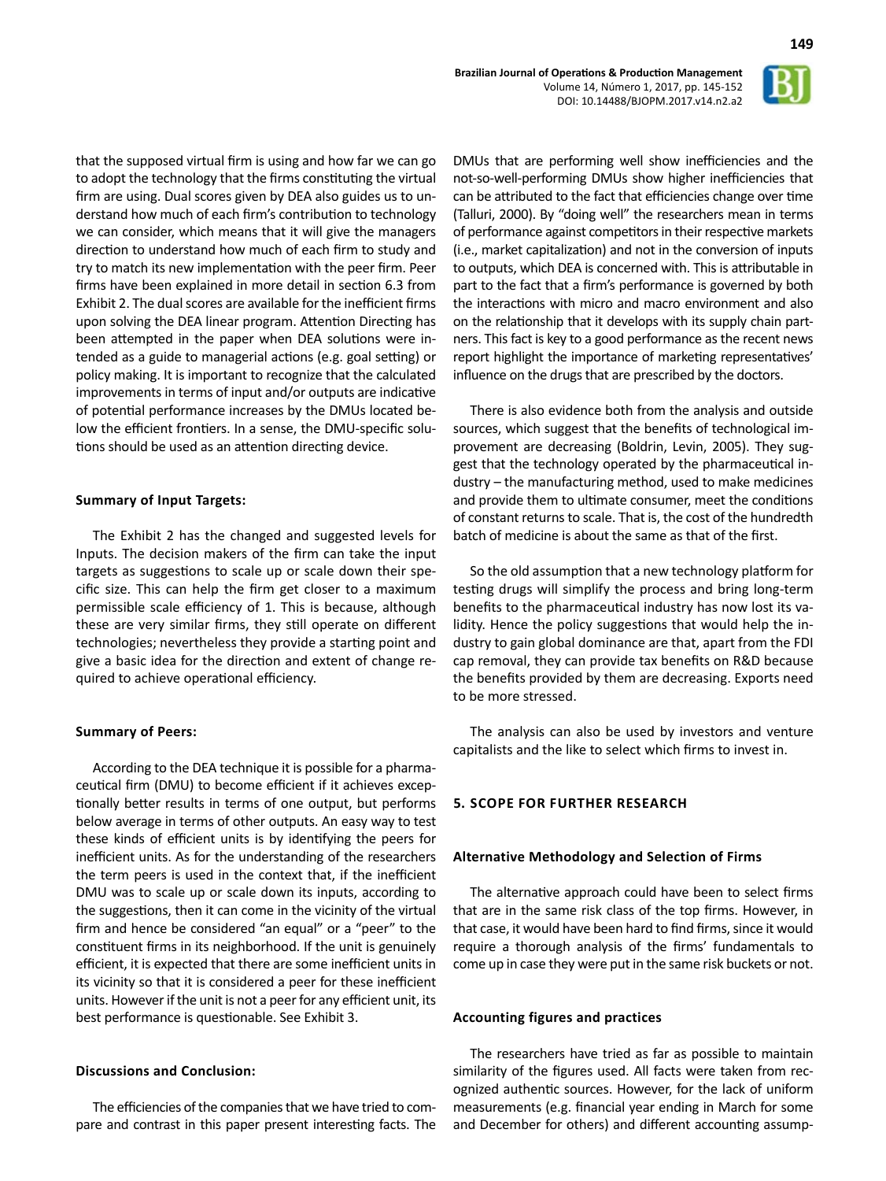that the supposed virtual firm is using and how far we can go to adopt the technology that the firms constituting the virtual firm are using. Dual scores given by DEA also guides us to understand how much of each firm's contribution to technology we can consider, which means that it will give the managers direction to understand how much of each firm to study and try to match its new implementation with the peer firm. Peer firms have been explained in more detail in section 6.3 from Exhibit 2. The dual scores are available for the inefficient firms upon solving the DEA linear program. Attention Directing has been attempted in the paper when DEA solutions were intended as a guide to managerial actions (e.g. goal setting) or policy making. It is important to recognize that the calculated improvements in terms of input and/or outputs are indicative of potential performance increases by the DMUs located below the efficient frontiers. In a sense, the DMU-specific solutions should be used as an attention directing device.

**Summary of Input Targets:**

The Exhibit 2 has the changed and suggested levels for Inputs. The decision makers of the firm can take the input targets as suggestions to scale up or scale down their specific size. This can help the firm get closer to a maximum permissible scale efficiency of 1. This is because, although these are very similar firms, they still operate on different technologies; nevertheless they provide a starting point and give a basic idea for the direction and extent of change required to achieve operational efficiency.

**Summary of Peers:**

According to the DEA technique it is possible for a pharmaceutical firm (DMU) to become efficient if it achieves exceptionally better results in terms of one output, but performs below average in terms of other outputs. An easy way to test these kinds of efficient units is by identifying the peers for inefficient units. As for the understanding of the researchers the term peers is used in the context that, if the inefficient DMU was to scale up or scale down its inputs, according to the suggestions, then it can come in the vicinity of the virtual firm and hence be considered "an equal" or a "peer" to the constituent firms in its neighborhood. If the unit is genuinely efficient, it is expected that there are some inefficient units in its vicinity so that it is considered a peer for these inefficient units. However if the unit is not a peer for any efficient unit, its best performance is questionable. See Exhibit 3.

**Discussions and Conclusion:**

The efficiencies of the companies that we have tried to compare and contrast in this paper present interesting facts. The DMUs that are performing well show inefficiencies and the not-so-well-performing DMUs show higher inefficiencies that can be attributed to the fact that efficiencies change over time (Talluri, 2000). By "doing well" the researchers mean in terms of performance against competitors in their respective markets (i.e., market capitalization) and not in the conversion of inputs to outputs, which DEA is concerned with. This is attributable in part to the fact that a firm's performance is governed by both the interactions with micro and macro environment and also on the relationship that it develops with its supply chain partners. This fact is key to a good performance as the recent news report highlight the importance of marketing representatives' influence on the drugs that are prescribed by the doctors.

There is also evidence both from the analysis and outside sources, which suggest that the benefits of technological improvement are decreasing (Boldrin, Levin, 2005). They suggest that the technology operated by the pharmaceutical industry – the manufacturing method, used to make medicines and provide them to ultimate consumer, meet the conditions of constant returns to scale. That is, the cost of the hundredth batch of medicine is about the same as that of the first.

So the old assumption that a new technology platform for testing drugs will simplify the process and bring long-term benefits to the pharmaceutical industry has now lost its validity. Hence the policy suggestions that would help the industry to gain global dominance are that, apart from the FDI cap removal, they can provide tax benefits on R&D because the benefits provided by them are decreasing. Exports need to be more stressed.

The analysis can also be used by investors and venture capitalists and the like to select which firms to invest in.

## 5. SCOPE FOR FURTHER RESEARCH

### Alternative Methodology and Selection of Firms

The alternative approach could have been to select firms that are in the same risk class of the top firms. However, in that case, it would have been hard to find firms, since it would require a thorough analysis of the firms' fundamentals to come up in case they were put in the same risk buckets or not.

### Accounting figures and practices

The researchers have tried as far as possible to maintain similarity of the figures used. All facts were taken from recognized authentic sources. However, for the lack of uniform measurements (e.g. financial year ending in March for some and December for others) and different accounting assump-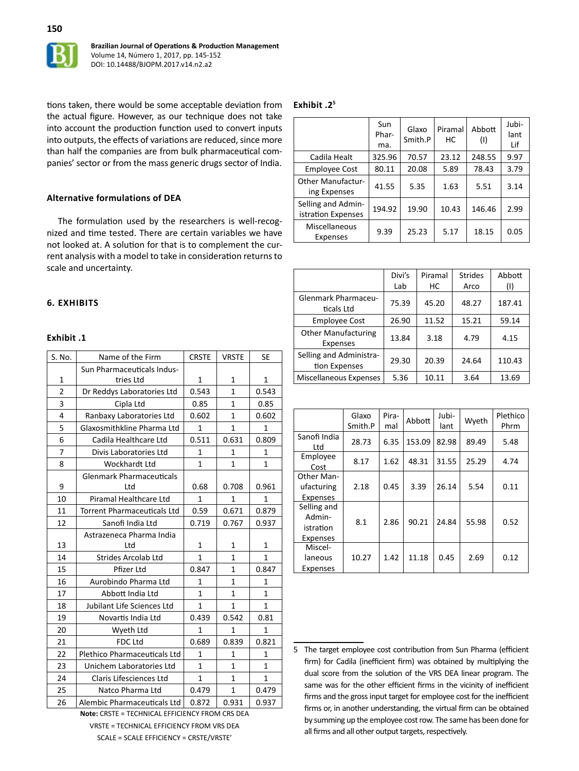tions taken, there would be some acceptable deviation from the actual figure. However, as our technique does not take into account the production function used to convert inputs into outputs, the effects of variations are reduced, since more than half the companies are from bulk pharmaceutical companies' sector or from the mass generic drugs sector of India.

### Alternative formulations of DEA

The formulation used by the researchers is well-recognized and time tested. There are certain variables we have not looked at. A solution for that is to complement the current analysis with a model to take in consideration returns to scale and uncertainty.

## 6. EXHIBITS

### Exhibit .1

| S. No. | Name of the Firm | CRSTE | VRSTE | SE |
|---|---|---|---|---|
| 1 | Sun Pharmaceuticals Industries Ltd | 1 | 1 | 1 |
| 2 | Dr Reddys Laboratories Ltd | 0.543 | 1 | 0.543 |
| 3 | Cipla Ltd | 0.85 | 1 | 0.85 |
| 4 | Ranbaxy Laboratories Ltd | 0.602 | 1 | 0.602 |
| 5 | Glaxosmithkline Pharma Ltd | 1 | 1 | 1 |
| 6 | Cadila Healthcare Ltd | 0.511 | 0.631 | 0.809 |
| 7 | Divis Laboratories Ltd | 1 | 1 | 1 |
| 8 | Wockhardt Ltd | 1 | 1 | 1 |
| 9 | Glenmark Pharmaceuticals Ltd | 0.68 | 0.708 | 0.961 |
| 10 | Piramal Healthcare Ltd | 1 | 1 | 1 |
| 11 | Torrent Pharmaceuticals Ltd | 0.59 | 0.671 | 0.879 |
| 12 | Sanofi India Ltd | 0.719 | 0.767 | 0.937 |
| 13 | Astrazeneca Pharma India Ltd | 1 | 1 | 1 |
| 14 | Strides Arcolab Ltd | 1 | 1 | 1 |
| 15 | Pfizer Ltd | 0.847 | 1 | 0.847 |
| 16 | Aurobindo Pharma Ltd | 1 | 1 | 1 |
| 17 | Abbott India Ltd | 1 | 1 | 1 |
| 18 | Jubilant Life Sciences Ltd | 1 | 1 | 1 |
| 19 | Novartis India Ltd | 0.439 | 0.542 | 0.81 |
| 20 | Wyeth Ltd | 1 | 1 | 1 |
| 21 | FDC Ltd | 0.689 | 0.839 | 0.821 |
| 22 | Plethico Pharmaceuticals Ltd | 1 | 1 | 1 |
| 23 | Unichem Laboratories Ltd | 1 | 1 | 1 |
| 24 | Claris Lifesciences Ltd | 1 | 1 | 1 |
| 25 | Natco Pharma Ltd | 0.479 | 1 | 0.479 |
| 26 | Alembic Pharmaceuticals Ltd | 0.872 | 0.931 | 0.937 |

**Note:** CRSTE = TECHNICAL EFFICIENCY FROM CRS DEA
VRSTE = TECHNICAL EFFICIENCY FROM VRS DEA
SCALE = SCALE EFFICIENCY = CRSTE/VRSTE'

### Exhibit .2[5]

| | Sun Pharma. | Glaxo Smith.P | Piramal HC | Abbott (I) | Jubilant Lif |
|---|---|---|---|---|---|
| Cadila Healt | 325.96 | 70.57 | 23.12 | 248.55 | 9.97 |
| Employee Cost | 80.11 | 20.08 | 5.89 | 78.43 | 3.79 |
| Other Manufacturing Expenses | 41.55 | 5.35 | 1.63 | 5.51 | 3.14 |
| Selling and Administration Expenses | 194.92 | 19.90 | 10.43 | 146.46 | 2.99 |
| Miscellaneous Expenses | 9.39 | 25.23 | 5.17 | 18.15 | 0.05 |

| | Divi's Lab | Piramal HC | Strides Arco | Abbott (I) |
|---|---|---|---|---|
| Glenmark Pharmaceuticals Ltd | 75.39 | 45.20 | 48.27 | 187.41 |
| Employee Cost | 26.90 | 11.52 | 15.21 | 59.14 |
| Other Manufacturing Expenses | 13.84 | 3.18 | 4.79 | 4.15 |
| Selling and Administration Expenses | 29.30 | 20.39 | 24.64 | 110.43 |
| Miscellaneous Expenses | 5.36 | 10.11 | 3.64 | 13.69 |

| | Glaxo Smith.P | Piramal | Abbott | Jubilant | Wyeth | Plethico Phrm |
|---|---|---|---|---|---|---|
| Sanofi India Ltd | 28.73 | 6.35 | 153.09 | 82.98 | 89.49 | 5.48 |
| Employee Cost | 8.17 | 1.62 | 48.31 | 31.55 | 25.29 | 4.74 |
| Other Manufacturing Expenses | 2.18 | 0.45 | 3.39 | 26.14 | 5.54 | 0.11 |
| Selling and Administration Expenses | 8.1 | 2.86 | 90.21 | 24.84 | 55.98 | 0.52 |
| Miscellaneous Expenses | 10.27 | 1.42 | 11.18 | 0.45 | 2.69 | 0.12 |

[5] The target employee cost contribution from Sun Pharma (efficient firm) for Cadila (inefficient firm) was obtained by multiplying the dual score from the solution of the VRS DEA linear program. The same was for the other efficient firms in the vicinity of inefficient firms and the gross input target for employee cost for the inefficient firms or, in another understanding, the virtual firm can be obtained by summing up the employee cost row. The same has been done for all firms and all other output targets, respectively.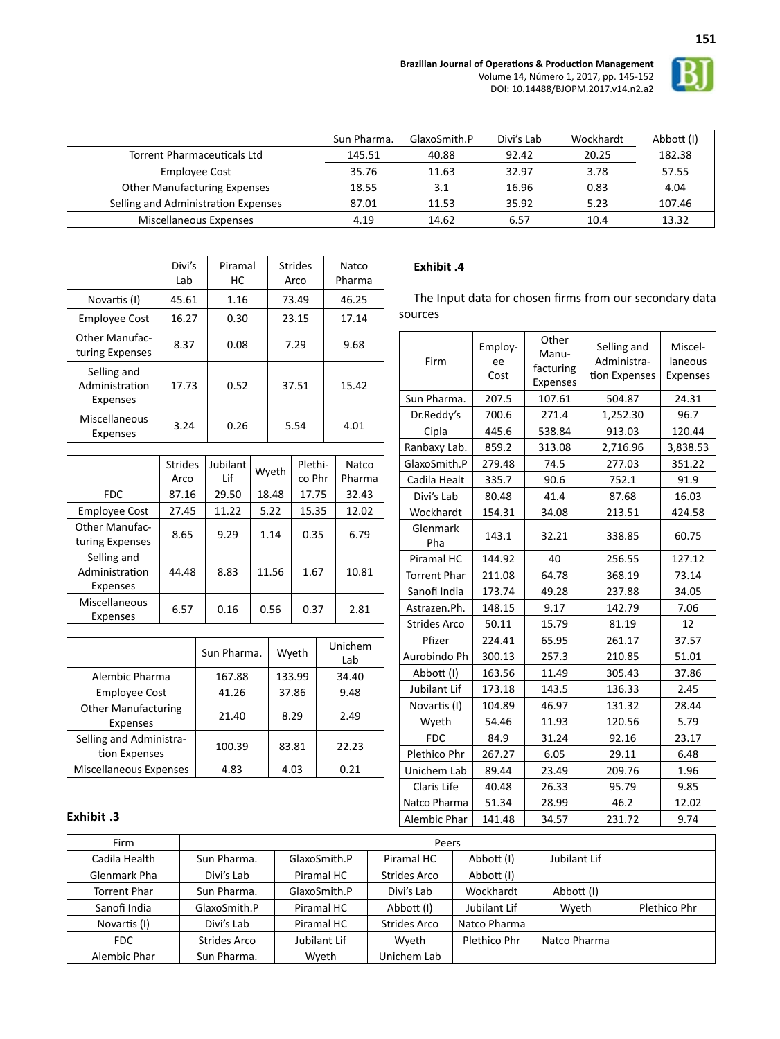| | Sun Pharma. | GlaxoSmith.P | Divi's Lab | Wockhardt | Abbott (I) |
|---|---|---|---|---|---|
| Torrent Pharmaceuticals Ltd | 145.51 | 40.88 | 92.42 | 20.25 | 182.38 |
| Employee Cost | 35.76 | 11.63 | 32.97 | 3.78 | 57.55 |
| Other Manufacturing Expenses | 18.55 | 3.1 | 16.96 | 0.83 | 4.04 |
| Selling and Administration Expenses | 87.01 | 11.53 | 35.92 | 5.23 | 107.46 |
| Miscellaneous Expenses | 4.19 | 14.62 | 6.57 | 10.4 | 13.32 |

| | Divi's Lab | Piramal HC | Strides Arco | Natco Pharma |
|---|---|---|---|---|
| Novartis (I) | 45.61 | 1.16 | 73.49 | 46.25 |
| Employee Cost | 16.27 | 0.30 | 23.15 | 17.14 |
| Other Manufacturing Expenses | 8.37 | 0.08 | 7.29 | 9.68 |
| Selling and Administration Expenses | 17.73 | 0.52 | 37.51 | 15.42 |
| Miscellaneous Expenses | 3.24 | 0.26 | 5.54 | 4.01 |

| | Strides Arco | Jubilant Lif | Wyeth | Plethico Phr | Natco Pharma |
|---|---|---|---|---|---|
| FDC | 87.16 | 29.50 | 18.48 | 17.75 | 32.43 |
| Employee Cost | 27.45 | 11.22 | 5.22 | 15.35 | 12.02 |
| Other Manufacturing Expenses | 8.65 | 9.29 | 1.14 | 0.35 | 6.79 |
| Selling and Administration Expenses | 44.48 | 8.83 | 11.56 | 1.67 | 10.81 |
| Miscellaneous Expenses | 6.57 | 0.16 | 0.56 | 0.37 | 2.81 |

| | Sun Pharma. | Wyeth | Unichem Lab |
|---|---|---|---|
| Alembic Pharma | 167.88 | 133.99 | 34.40 |
| Employee Cost | 41.26 | 37.86 | 9.48 |
| Other Manufacturing Expenses | 21.40 | 8.29 | 2.49 |
| Selling and Administration Expenses | 100.39 | 83.81 | 22.23 |
| Miscellaneous Expenses | 4.83 | 4.03 | 0.21 |

**Exhibit .4**

The Input data for chosen firms from our secondary data sources

| Firm | Employee Cost | Other Manufacturing Expenses | Selling and Administration Expenses | Miscellaneous Expenses |
|---|---|---|---|---|
| Sun Pharma. | 207.5 | 107.61 | 504.87 | 24.31 |
| Dr.Reddy's | 700.6 | 271.4 | 1,252.30 | 96.7 |
| Cipla | 445.6 | 538.84 | 913.03 | 120.44 |
| Ranbaxy Lab. | 859.2 | 313.08 | 2,716.96 | 3,838.53 |
| GlaxoSmith.P | 279.48 | 74.5 | 277.03 | 351.22 |
| Cadila Healt | 335.7 | 90.6 | 752.1 | 91.9 |
| Divi's Lab | 80.48 | 41.4 | 87.68 | 16.03 |
| Wockhardt | 154.31 | 34.08 | 213.51 | 424.58 |
| Glenmark Pha | 143.1 | 32.21 | 338.85 | 60.75 |
| Piramal HC | 144.92 | 40 | 256.55 | 127.12 |
| Torrent Phar | 211.08 | 64.78 | 368.19 | 73.14 |
| Sanofi India | 173.74 | 49.28 | 237.88 | 34.05 |
| Astrazen.Ph. | 148.15 | 9.17 | 142.79 | 7.06 |
| Strides Arco | 50.11 | 15.79 | 81.19 | 12 |
| Pfizer | 224.41 | 65.95 | 261.17 | 37.57 |
| Aurobindo Ph | 300.13 | 257.3 | 210.85 | 51.01 |
| Abbott (I) | 163.56 | 11.49 | 305.43 | 37.86 |
| Jubilant Lif | 173.18 | 143.5 | 136.33 | 2.45 |
| Novartis (I) | 104.89 | 46.97 | 131.32 | 28.44 |
| Wyeth | 54.46 | 11.93 | 120.56 | 5.79 |
| FDC | 84.9 | 31.24 | 92.16 | 23.17 |
| Plethico Phr | 267.27 | 6.05 | 29.11 | 6.48 |
| Unichem Lab | 89.44 | 23.49 | 209.76 | 1.96 |
| Claris Life | 40.48 | 26.33 | 95.79 | 9.85 |
| Natco Pharma | 51.34 | 28.99 | 46.2 | 12.02 |
| Alembic Phar | 141.48 | 34.57 | 231.72 | 9.74 |

**Exhibit .3**

| Firm | Peers | | | | | |
|---|---|---|---|---|---|---|
| Cadila Health | Sun Pharma. | GlaxoSmith.P | Piramal HC | Abbott (I) | Jubilant Lif | |
| Glenmark Pha | Divi's Lab | Piramal HC | Strides Arco | Abbott (I) | | |
| Torrent Phar | Sun Pharma. | GlaxoSmith.P | Divi's Lab | Wockhardt | Abbott (I) | |
| Sanofi India | GlaxoSmith.P | Piramal HC | Abbott (I) | Jubilant Lif | Wyeth | Plethico Phr |
| Novartis (I) | Divi's Lab | Piramal HC | Strides Arco | Natco Pharma | | |
| FDC | Strides Arco | Jubilant Lif | Wyeth | Plethico Phr | Natco Pharma | |
| Alembic Phar | Sun Pharma. | Wyeth | Unichem Lab | | | |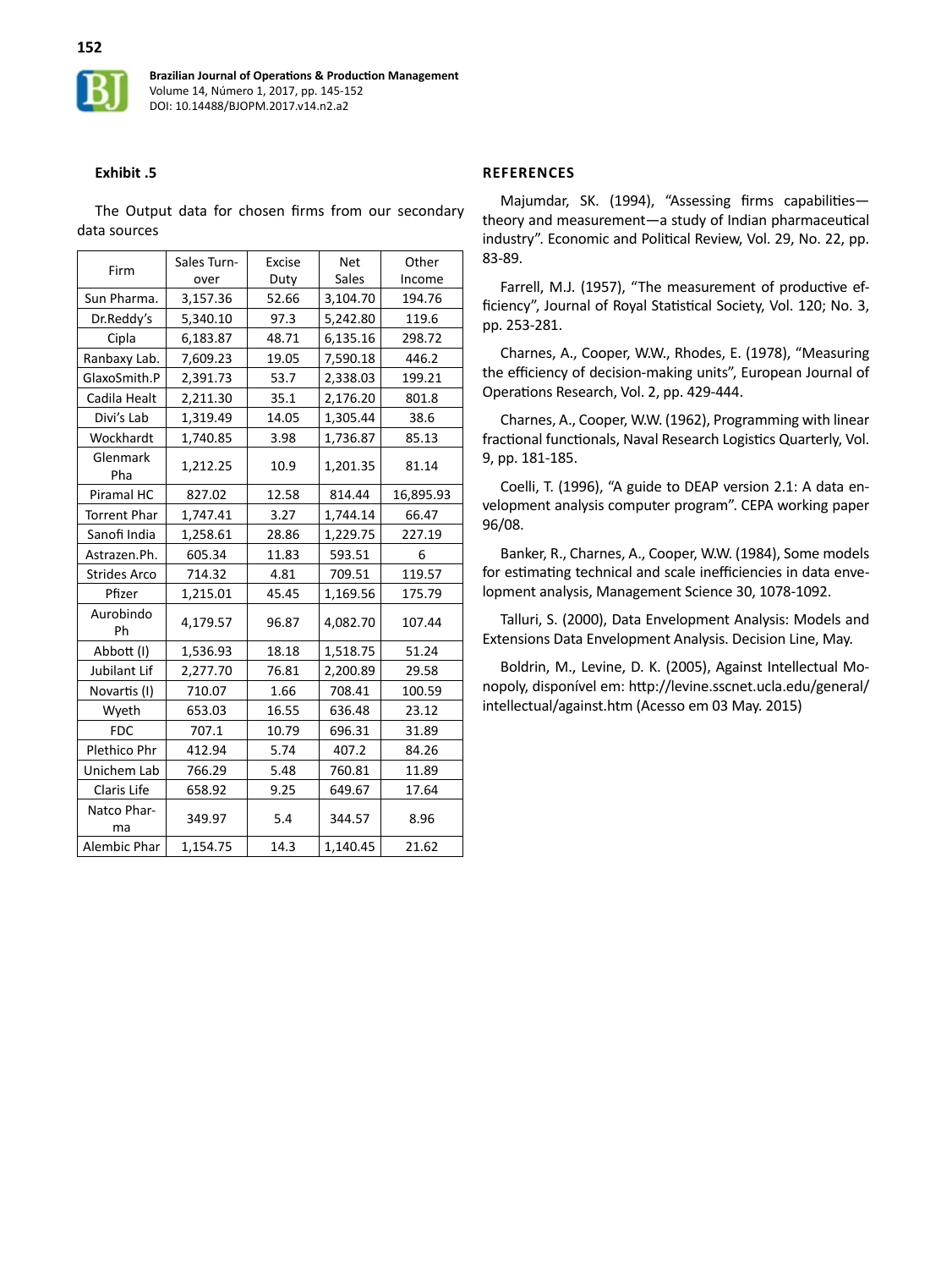**Exhibit .5**

The Output data for chosen firms from our secondary data sources

| Firm | Sales Turn-over | Excise Duty | Net Sales | Other Income |
|---|---|---|---|---|
| Sun Pharma. | 3,157.36 | 52.66 | 3,104.70 | 194.76 |
| Dr.Reddy's | 5,340.10 | 97.3 | 5,242.80 | 119.6 |
| Cipla | 6,183.87 | 48.71 | 6,135.16 | 298.72 |
| Ranbaxy Lab. | 7,609.23 | 19.05 | 7,590.18 | 446.2 |
| GlaxoSmith.P | 2,391.73 | 53.7 | 2,338.03 | 199.21 |
| Cadila Healt | 2,211.30 | 35.1 | 2,176.20 | 801.8 |
| Divi's Lab | 1,319.49 | 14.05 | 1,305.44 | 38.6 |
| Wockhardt | 1,740.85 | 3.98 | 1,736.87 | 85.13 |
| Glenmark Pha | 1,212.25 | 10.9 | 1,201.35 | 81.14 |
| Piramal HC | 827.02 | 12.58 | 814.44 | 16,895.93 |
| Torrent Phar | 1,747.41 | 3.27 | 1,744.14 | 66.47 |
| Sanofi India | 1,258.61 | 28.86 | 1,229.75 | 227.19 |
| Astrazen.Ph. | 605.34 | 11.83 | 593.51 | 6 |
| Strides Arco | 714.32 | 4.81 | 709.51 | 119.57 |
| Pfizer | 1,215.01 | 45.45 | 1,169.56 | 175.79 |
| Aurobindo Ph | 4,179.57 | 96.87 | 4,082.70 | 107.44 |
| Abbott (I) | 1,536.93 | 18.18 | 1,518.75 | 51.24 |
| Jubilant Lif | 2,277.70 | 76.81 | 2,200.89 | 29.58 |
| Novartis (I) | 710.07 | 1.66 | 708.41 | 100.59 |
| Wyeth | 653.03 | 16.55 | 636.48 | 23.12 |
| FDC | 707.1 | 10.79 | 696.31 | 31.89 |
| Plethico Phr | 412.94 | 5.74 | 407.2 | 84.26 |
| Unichem Lab | 766.29 | 5.48 | 760.81 | 11.89 |
| Claris Life | 658.92 | 9.25 | 649.67 | 17.64 |
| Natco Pharma | 349.97 | 5.4 | 344.57 | 8.96 |
| Alembic Phar | 1,154.75 | 14.3 | 1,140.45 | 21.62 |

## REFERENCES

Majumdar, SK. (1994), "Assessing firms capabilities—theory and measurement—a study of Indian pharmaceutical industry". Economic and Political Review, Vol. 29, No. 22, pp. 83-89.

Farrell, M.J. (1957), "The measurement of productive efficiency", Journal of Royal Statistical Society, Vol. 120; No. 3, pp. 253-281.

Charnes, A., Cooper, W.W., Rhodes, E. (1978), "Measuring the efficiency of decision-making units", European Journal of Operations Research, Vol. 2, pp. 429-444.

Charnes, A., Cooper, W.W. (1962), Programming with linear fractional functionals, Naval Research Logistics Quarterly, Vol. 9, pp. 181-185.

Coelli, T. (1996), "A guide to DEAP version 2.1: A data envelopment analysis computer program". CEPA working paper 96/08.

Banker, R., Charnes, A., Cooper, W.W. (1984), Some models for estimating technical and scale inefficiencies in data envelopment analysis, Management Science 30, 1078-1092.

Talluri, S. (2000), Data Envelopment Analysis: Models and Extensions Data Envelopment Analysis. Decision Line, May.

Boldrin, M., Levine, D. K. (2005), Against Intellectual Monopoly, disponível em: http://levine.sscnet.ucla.edu/general/intellectual/against.htm (Acesso em 03 May. 2015)